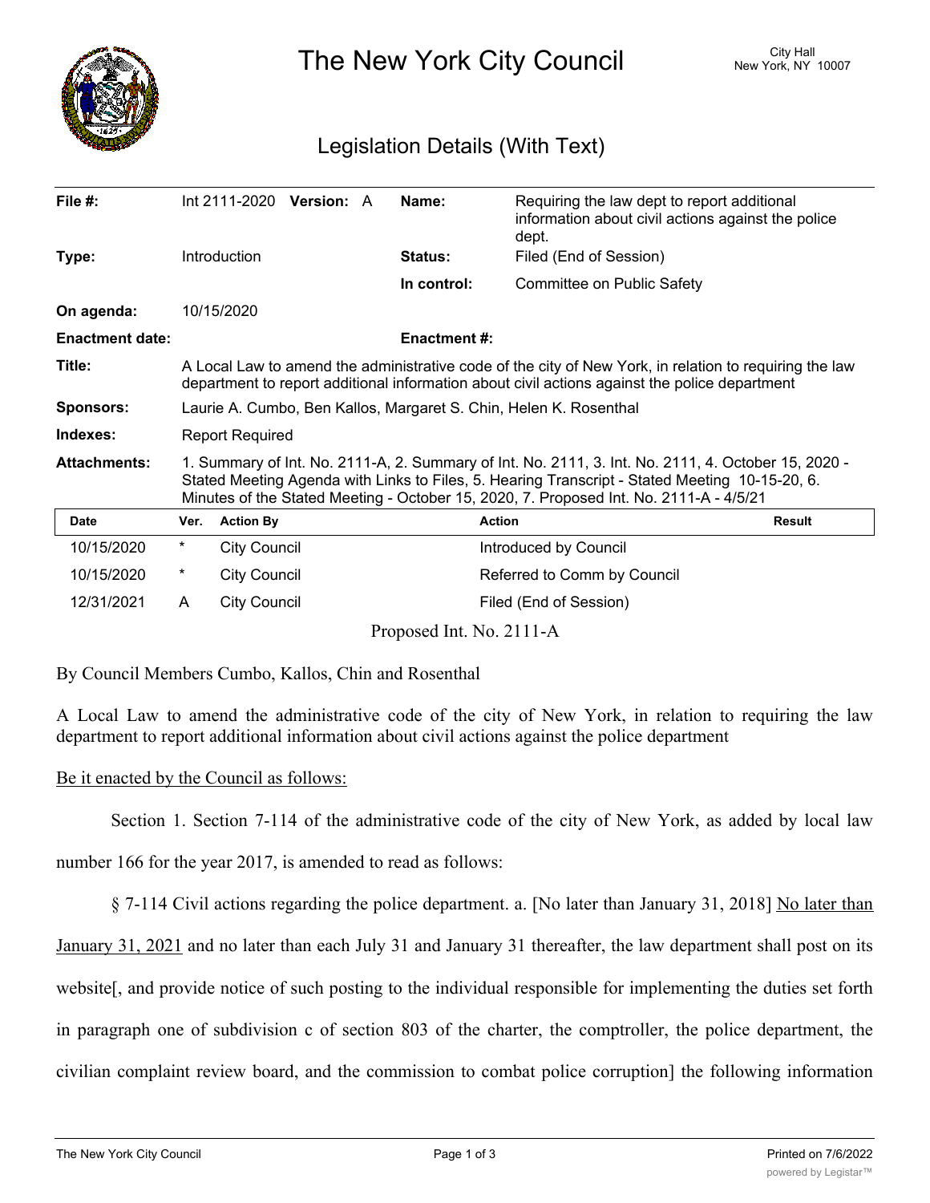# The New York City Council

City Hall
New York, NY 10007

## Legislation Details (With Text)

| | | | |
|---|---|---|---|
| **File #:** | Int 2111-2020 **Version:** A | **Name:** | Requiring the law dept to report additional information about civil actions against the police dept. |
| **Type:** | Introduction | **Status:** | Filed (End of Session) |
| | | **In control:** | Committee on Public Safety |
| **On agenda:** | 10/15/2020 | | |
| **Enactment date:** | | **Enactment #:** | |

**Title:** A Local Law to amend the administrative code of the city of New York, in relation to requiring the law department to report additional information about civil actions against the police department

**Sponsors:** Laurie A. Cumbo, Ben Kallos, Margaret S. Chin, Helen K. Rosenthal

**Indexes:** Report Required

**Attachments:** 1. Summary of Int. No. 2111-A, 2. Summary of Int. No. 2111, 3. Int. No. 2111, 4. October 15, 2020 - Stated Meeting Agenda with Links to Files, 5. Hearing Transcript - Stated Meeting 10-15-20, 6. Minutes of the Stated Meeting - October 15, 2020, 7. Proposed Int. No. 2111-A - 4/5/21

| Date | Ver. | Action By | Action | Result |
|---|---|---|---|---|
| 10/15/2020 | * | City Council | Introduced by Council | |
| 10/15/2020 | * | City Council | Referred to Comm by Council | |
| 12/31/2021 | A | City Council | Filed (End of Session) | |

Proposed Int. No. 2111-A

By Council Members Cumbo, Kallos, Chin and Rosenthal

A Local Law to amend the administrative code of the city of New York, in relation to requiring the law department to report additional information about civil actions against the police department

Be it enacted by the Council as follows:

Section 1. Section 7-114 of the administrative code of the city of New York, as added by local law number 166 for the year 2017, is amended to read as follows:

§ 7-114 Civil actions regarding the police department. a. [No later than January 31, 2018] No later than January 31, 2021 and no later than each July 31 and January 31 thereafter, the law department shall post on its website[, and provide notice of such posting to the individual responsible for implementing the duties set forth in paragraph one of subdivision c of section 803 of the charter, the comptroller, the police department, the civilian complaint review board, and the commission to combat police corruption] the following information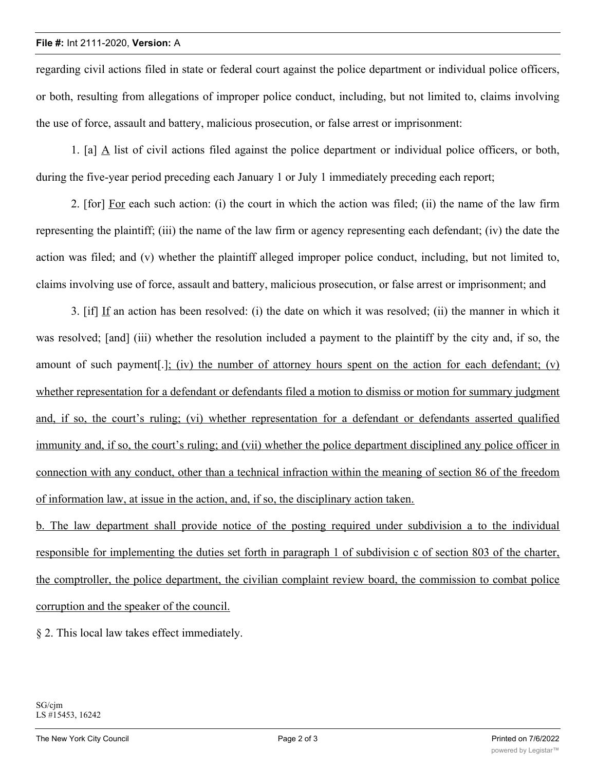regarding civil actions filed in state or federal court against the police department or individual police officers, or both, resulting from allegations of improper police conduct, including, but not limited to, claims involving the use of force, assault and battery, malicious prosecution, or false arrest or imprisonment:

1. [a] <u>A</u> list of civil actions filed against the police department or individual police officers, or both, during the five-year period preceding each January 1 or July 1 immediately preceding each report;

2. [for] <u>For</u> each such action: (i) the court in which the action was filed; (ii) the name of the law firm representing the plaintiff; (iii) the name of the law firm or agency representing each defendant; (iv) the date the action was filed; and (v) whether the plaintiff alleged improper police conduct, including, but not limited to, claims involving use of force, assault and battery, malicious prosecution, or false arrest or imprisonment; and

3. [if] <u>If</u> an action has been resolved: (i) the date on which it was resolved; (ii) the manner in which it was resolved; [and] (iii) whether the resolution included a payment to the plaintiff by the city and, if so, the amount of such payment[.]<u>; (iv) the number of attorney hours spent on the action for each defendant; (v) whether representation for a defendant or defendants filed a motion to dismiss or motion for summary judgment and, if so, the court's ruling; (vi) whether representation for a defendant or defendants asserted qualified immunity and, if so, the court's ruling; and (vii) whether the police department disciplined any police officer in connection with any conduct, other than a technical infraction within the meaning of section 86 of the freedom of information law, at issue in the action, and, if so, the disciplinary action taken.</u>

<u>b. The law department shall provide notice of the posting required under subdivision a to the individual responsible for implementing the duties set forth in paragraph 1 of subdivision c of section 803 of the charter, the comptroller, the police department, the civilian complaint review board, the commission to combat police corruption and the speaker of the council.</u>

§ 2. This local law takes effect immediately.

SG/cjm
LS #15453, 16242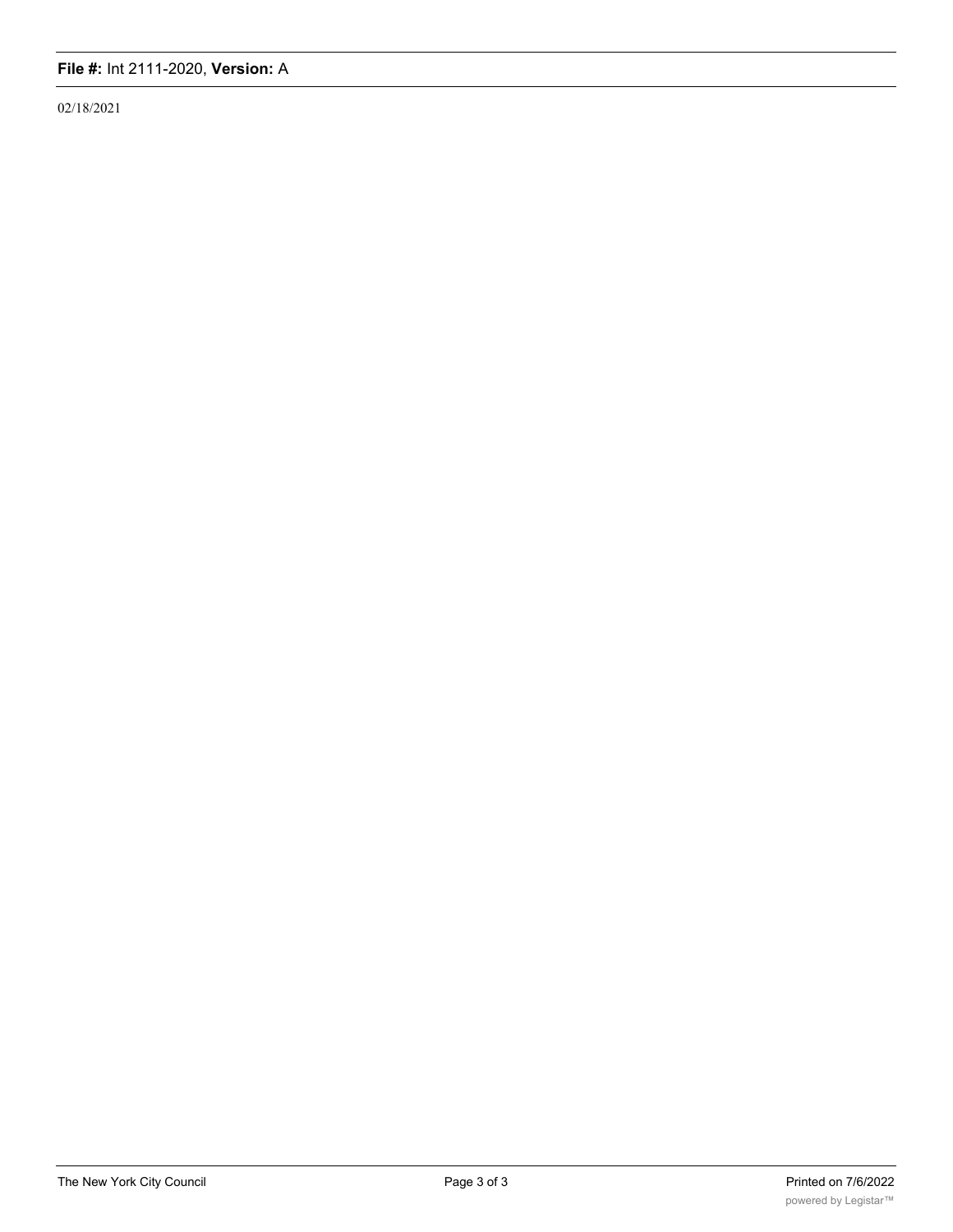02/18/2021